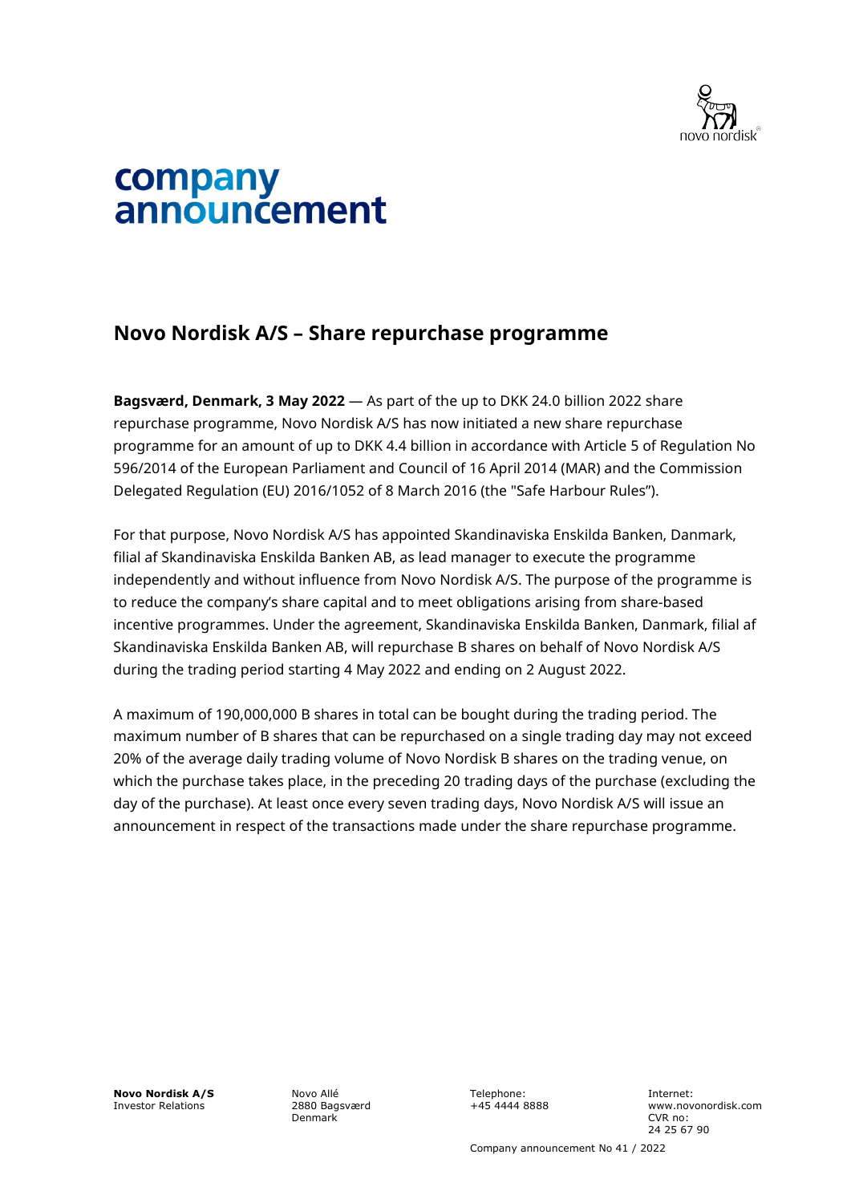# company announcement

## Novo Nordisk A/S – Share repurchase programme

**Bagsværd, Denmark, 3 May 2022** — As part of the up to DKK 24.0 billion 2022 share repurchase programme, Novo Nordisk A/S has now initiated a new share repurchase programme for an amount of up to DKK 4.4 billion in accordance with Article 5 of Regulation No 596/2014 of the European Parliament and Council of 16 April 2014 (MAR) and the Commission Delegated Regulation (EU) 2016/1052 of 8 March 2016 (the "Safe Harbour Rules").

For that purpose, Novo Nordisk A/S has appointed Skandinaviska Enskilda Banken, Danmark, filial af Skandinaviska Enskilda Banken AB, as lead manager to execute the programme independently and without influence from Novo Nordisk A/S. The purpose of the programme is to reduce the company's share capital and to meet obligations arising from share-based incentive programmes. Under the agreement, Skandinaviska Enskilda Banken, Danmark, filial af Skandinaviska Enskilda Banken AB, will repurchase B shares on behalf of Novo Nordisk A/S during the trading period starting 4 May 2022 and ending on 2 August 2022.

A maximum of 190,000,000 B shares in total can be bought during the trading period. The maximum number of B shares that can be repurchased on a single trading day may not exceed 20% of the average daily trading volume of Novo Nordisk B shares on the trading venue, on which the purchase takes place, in the preceding 20 trading days of the purchase (excluding the day of the purchase). At least once every seven trading days, Novo Nordisk A/S will issue an announcement in respect of the transactions made under the share repurchase programme.

**Novo Nordisk A/S**
Investor Relations

Novo Allé
2880 Bagsværd
Denmark

Telephone:
+45 4444 8888

Internet:
www.novonordisk.com
CVR no:
24 25 67 90

Company announcement No 41 / 2022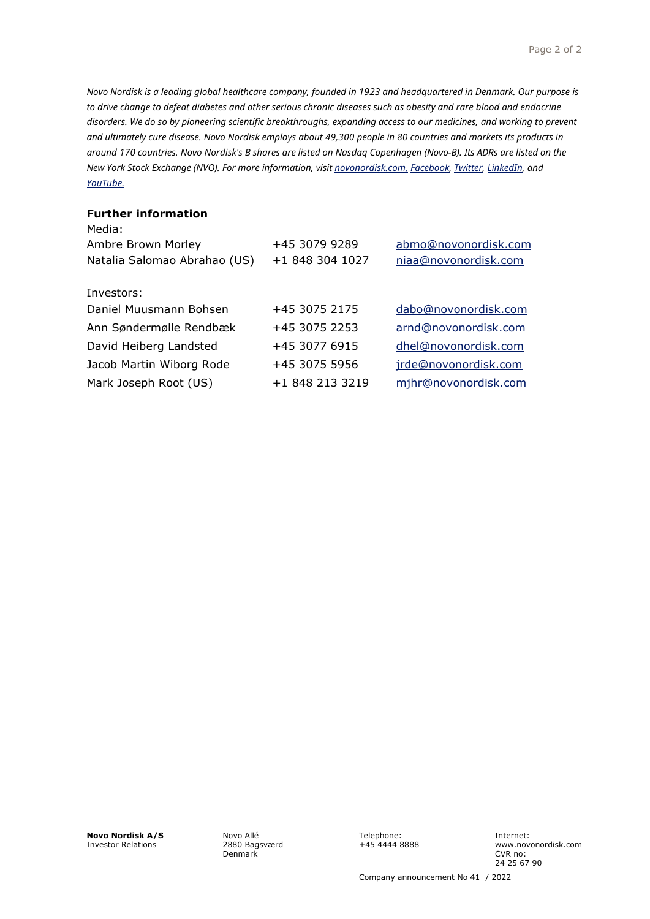*Novo Nordisk is a leading global healthcare company, founded in 1923 and headquartered in Denmark. Our purpose is to drive change to defeat diabetes and other serious chronic diseases such as obesity and rare blood and endocrine disorders. We do so by pioneering scientific breakthroughs, expanding access to our medicines, and working to prevent and ultimately cure disease. Novo Nordisk employs about 49,300 people in 80 countries and markets its products in around 170 countries. Novo Nordisk's B shares are listed on Nasdaq Copenhagen (Novo-B). Its ADRs are listed on the New York Stock Exchange (NVO). For more information, visit novonordisk.com, Facebook, Twitter, LinkedIn, and YouTube.*

**Further information**

Media:

| | | |
|---|---|---|
| Ambre Brown Morley | +45 3079 9289 | abmo@novonordisk.com |
| Natalia Salomao Abrahao (US) | +1 848 304 1027 | niaa@novonordisk.com |

Investors:

| | | |
|---|---|---|
| Daniel Muusmann Bohsen | +45 3075 2175 | dabo@novonordisk.com |
| Ann Søndermølle Rendbæk | +45 3075 2253 | arnd@novonordisk.com |
| David Heiberg Landsted | +45 3077 6915 | dhel@novonordisk.com |
| Jacob Martin Wiborg Rode | +45 3075 5956 | jrde@novonordisk.com |
| Mark Joseph Root (US) | +1 848 213 3219 | mjhr@novonordisk.com |

**Novo Nordisk A/S**
Investor Relations

Novo Allé
2880 Bagsværd
Denmark

Telephone:
+45 4444 8888

Internet:
www.novonordisk.com
CVR no:
24 25 67 90

Company announcement No 41 / 2022